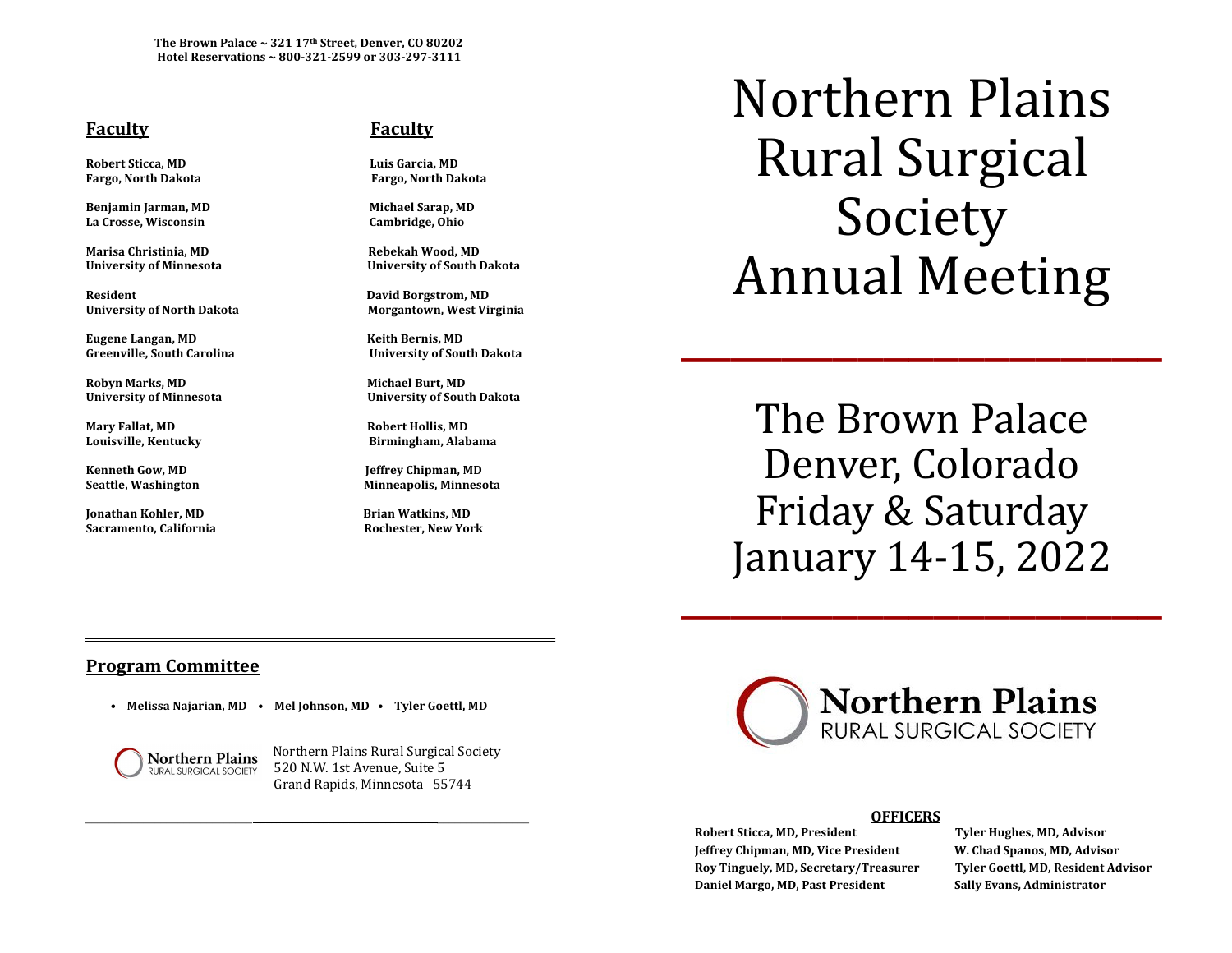**The Brown Palace ~ 321 17th Street, Denver, CO 80202**
**Hotel Reservations ~ 800-321-2599 or 303-297-3111**

## Faculty

**Robert Sticca, MD**
**Fargo, North Dakota**

**Benjamin Jarman, MD**
**La Crosse, Wisconsin**

**Marisa Christinia, MD**
**University of Minnesota**

**Resident**
**University of North Dakota**

**Eugene Langan, MD**
**Greenville, South Carolina**

**Robyn Marks, MD**
**University of Minnesota**

**Mary Fallat, MD**
**Louisville, Kentucky**

**Kenneth Gow, MD**
**Seattle, Washington**

**Jonathan Kohler, MD**
**Sacramento, California**

## Faculty

**Luis Garcia, MD**
**Fargo, North Dakota**

**Michael Sarap, MD**
**Cambridge, Ohio**

**Rebekah Wood, MD**
**University of South Dakota**

**David Borgstrom, MD**
**Morgantown, West Virginia**

**Keith Bernis, MD**
**University of South Dakota**

**Michael Burt, MD**
**University of South Dakota**

**Robert Hollis, MD**
**Birmingham, Alabama**

**Jeffrey Chipman, MD**
**Minneapolis, Minnesota**

**Brian Watkins, MD**
**Rochester, New York**

## Program Committee

- **Melissa Najarian, MD** • **Mel Johnson, MD** • **Tyler Goettl, MD**

Northern Plains Rural Surgical Society
520 N.W. 1st Avenue, Suite 5
Grand Rapids, Minnesota 55744

# Northern Plains Rural Surgical Society Annual Meeting

## The Brown Palace
## Denver, Colorado
## Friday & Saturday
## January 14-15, 2022

**Northern Plains**
RURAL SURGICAL SOCIETY

### OFFICERS

**Robert Sticca, MD, President**
**Jeffrey Chipman, MD, Vice President**
**Roy Tinguely, MD, Secretary/Treasurer**
**Daniel Margo, MD, Past President**

**Tyler Hughes, MD, Advisor**
**W. Chad Spanos, MD, Advisor**
**Tyler Goettl, MD, Resident Advisor**
**Sally Evans, Administrator**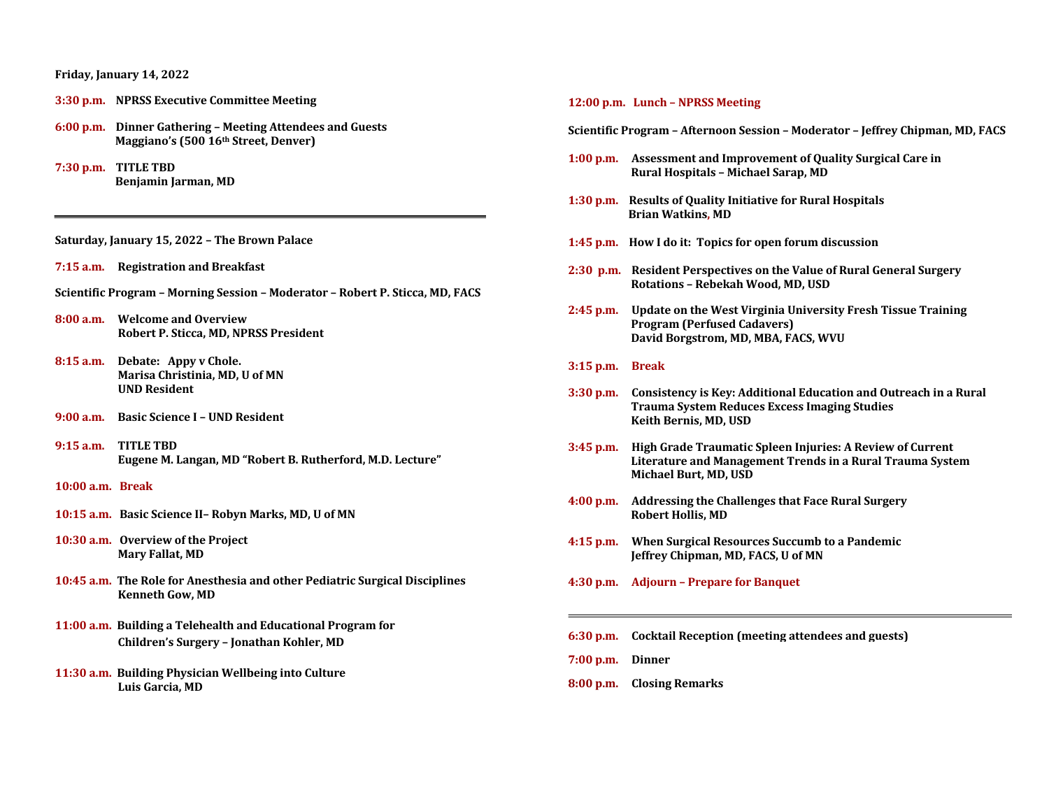**Friday, January 14, 2022**

**3:30 p.m.** **NPRSS Executive Committee Meeting**

**6:00 p.m.** **Dinner Gathering – Meeting Attendees and Guests**
**Maggiano's (500 16th Street, Denver)**

**7:30 p.m.** **TITLE TBD**
**Benjamin Jarman, MD**

---

**Saturday, January 15, 2022 – The Brown Palace**

**7:15 a.m.** **Registration and Breakfast**

**Scientific Program – Morning Session – Moderator – Robert P. Sticca, MD, FACS**

**8:00 a.m.** **Welcome and Overview**
**Robert P. Sticca, MD, NPRSS President**

**8:15 a.m.** **Debate: Appy v Chole.**
**Marisa Christinia, MD, U of MN**
**UND Resident**

**9:00 a.m.** **Basic Science I – UND Resident**

**9:15 a.m.** **TITLE TBD**
**Eugene M. Langan, MD "Robert B. Rutherford, M.D. Lecture"**

**10:00 a.m.** **Break**

**10:15 a.m.** **Basic Science II– Robyn Marks, MD, U of MN**

**10:30 a.m.** **Overview of the Project**
**Mary Fallat, MD**

**10:45 a.m.** **The Role for Anesthesia and other Pediatric Surgical Disciplines**
**Kenneth Gow, MD**

**11:00 a.m.** **Building a Telehealth and Educational Program for Children's Surgery – Jonathan Kohler, MD**

**11:30 a.m.** **Building Physician Wellbeing into Culture**
**Luis Garcia, MD**

**12:00 p.m.** **Lunch – NPRSS Meeting**

**Scientific Program – Afternoon Session – Moderator – Jeffrey Chipman, MD, FACS**

**1:00 p.m.** **Assessment and Improvement of Quality Surgical Care in Rural Hospitals – Michael Sarap, MD**

**1:30 p.m.** **Results of Quality Initiative for Rural Hospitals**
**Brian Watkins, MD**

**1:45 p.m.** **How I do it: Topics for open forum discussion**

**2:30 p.m.** **Resident Perspectives on the Value of Rural General Surgery Rotations – Rebekah Wood, MD, USD**

**2:45 p.m.** **Update on the West Virginia University Fresh Tissue Training Program (Perfused Cadavers)**
**David Borgstrom, MD, MBA, FACS, WVU**

**3:15 p.m.** **Break**

**3:30 p.m.** **Consistency is Key: Additional Education and Outreach in a Rural Trauma System Reduces Excess Imaging Studies**
**Keith Bernis, MD, USD**

**3:45 p.m.** **High Grade Traumatic Spleen Injuries: A Review of Current Literature and Management Trends in a Rural Trauma System**
**Michael Burt, MD, USD**

**4:00 p.m.** **Addressing the Challenges that Face Rural Surgery**
**Robert Hollis, MD**

**4:15 p.m.** **When Surgical Resources Succumb to a Pandemic**
**Jeffrey Chipman, MD, FACS, U of MN**

**4:30 p.m.** **Adjourn – Prepare for Banquet**

---

**6:30 p.m.** **Cocktail Reception (meeting attendees and guests)**

**7:00 p.m.** **Dinner**

**8:00 p.m.** **Closing Remarks**